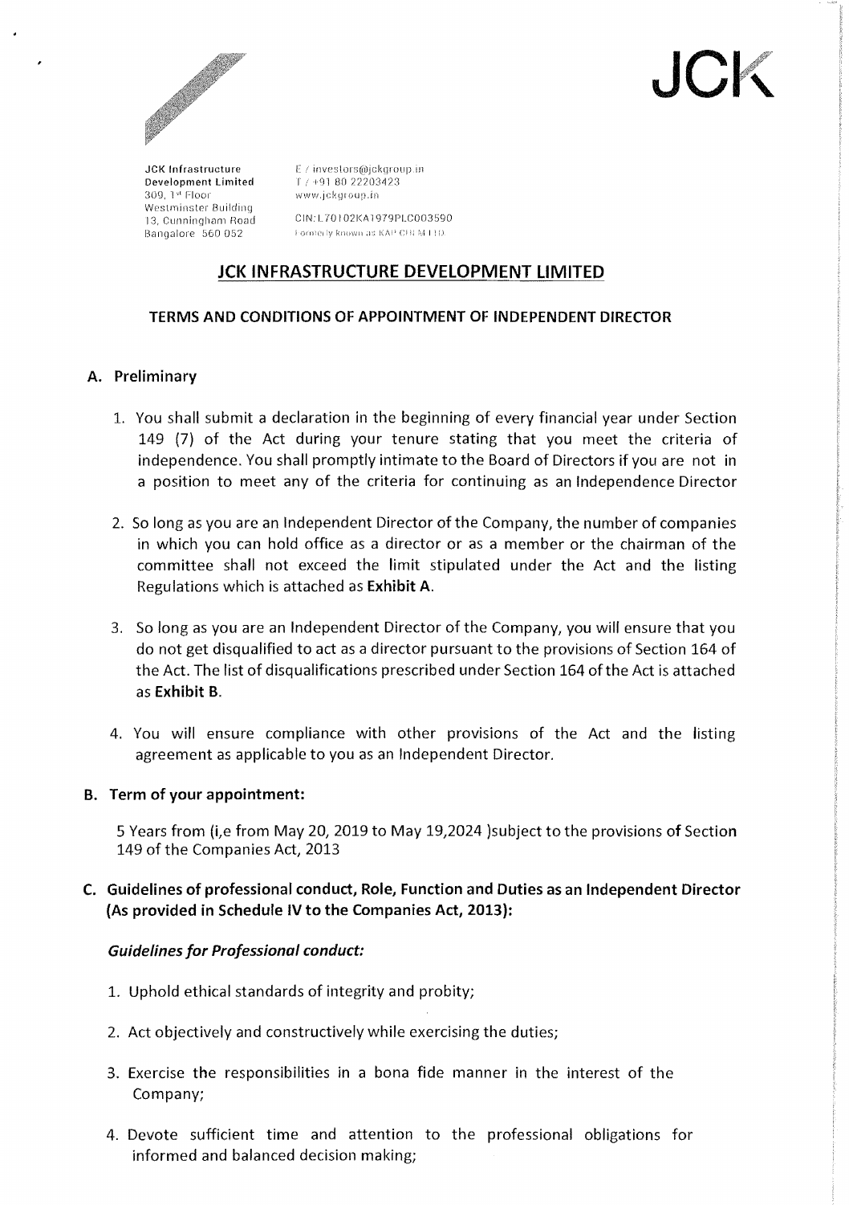JCK

JCK Infrastructure Development Limited
309, 1st Floor
Westminster Building
13, Cunningham Road
Bangalore 560 052

E / investors@jckgroup.in
T / +91 80 22203423
www.jckgroup.in

CIN:L70102KA1979PLC003590
Formerly known as KAP CHEM LTD

# JCK INFRASTRUCTURE DEVELOPMENT LIMITED

## TERMS AND CONDITIONS OF APPOINTMENT OF INDEPENDENT DIRECTOR

### A. Preliminary

1. You shall submit a declaration in the beginning of every financial year under Section 149 (7) of the Act during your tenure stating that you meet the criteria of independence. You shall promptly intimate to the Board of Directors if you are not in a position to meet any of the criteria for continuing as an Independence Director

2. So long as you are an Independent Director of the Company, the number of companies in which you can hold office as a director or as a member or the chairman of the committee shall not exceed the limit stipulated under the Act and the listing Regulations which is attached as **Exhibit A**.

3. So long as you are an Independent Director of the Company, you will ensure that you do not get disqualified to act as a director pursuant to the provisions of Section 164 of the Act. The list of disqualifications prescribed under Section 164 of the Act is attached as **Exhibit B**.

4. You will ensure compliance with other provisions of the Act and the listing agreement as applicable to you as an Independent Director.

### B. Term of your appointment:

5 Years from (i,e from May 20, 2019 to May 19,2024 )subject to the provisions of Section 149 of the Companies Act, 2013

### C. Guidelines of professional conduct, Role, Function and Duties as an Independent Director (As provided in Schedule IV to the Companies Act, 2013):

***Guidelines for Professional conduct:***

1. Uphold ethical standards of integrity and probity;

2. Act objectively and constructively while exercising the duties;

3. Exercise the responsibilities in a bona fide manner in the interest of the Company;

4. Devote sufficient time and attention to the professional obligations for informed and balanced decision making;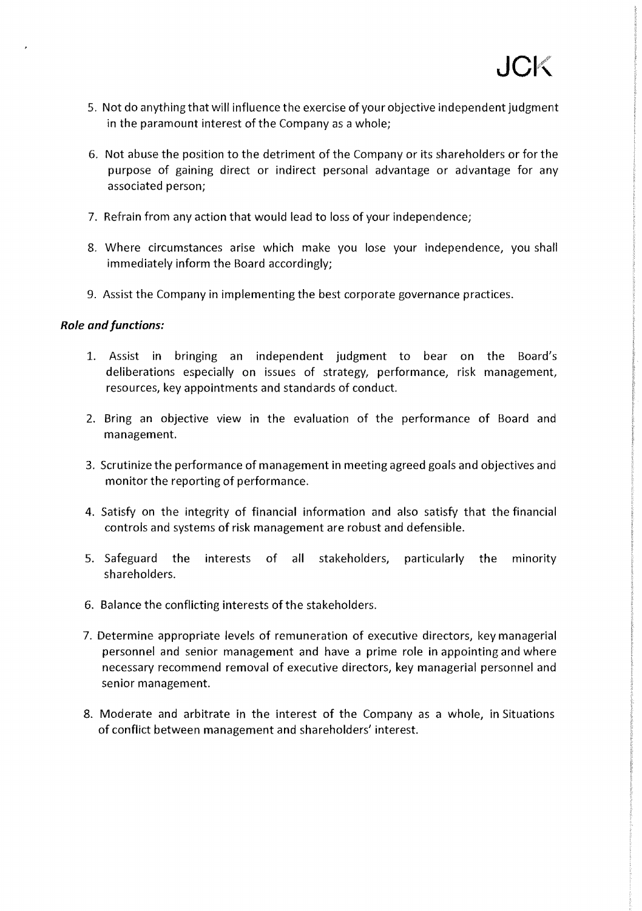5. Not do anything that will influence the exercise of your objective independent judgment in the paramount interest of the Company as a whole;

6. Not abuse the position to the detriment of the Company or its shareholders or for the purpose of gaining direct or indirect personal advantage or advantage for any associated person;

7. Refrain from any action that would lead to loss of your independence;

8. Where circumstances arise which make you lose your independence, you shall immediately inform the Board accordingly;

9. Assist the Company in implementing the best corporate governance practices.

***Role and functions:***

1. Assist in bringing an independent judgment to bear on the Board's deliberations especially on issues of strategy, performance, risk management, resources, key appointments and standards of conduct.

2. Bring an objective view in the evaluation of the performance of Board and management.

3. Scrutinize the performance of management in meeting agreed goals and objectives and monitor the reporting of performance.

4. Satisfy on the integrity of financial information and also satisfy that the financial controls and systems of risk management are robust and defensible.

5. Safeguard the interests of all stakeholders, particularly the minority shareholders.

6. Balance the conflicting interests of the stakeholders.

7. Determine appropriate levels of remuneration of executive directors, key managerial personnel and senior management and have a prime role in appointing and where necessary recommend removal of executive directors, key managerial personnel and senior management.

8. Moderate and arbitrate in the interest of the Company as a whole, in Situations of conflict between management and shareholders' interest.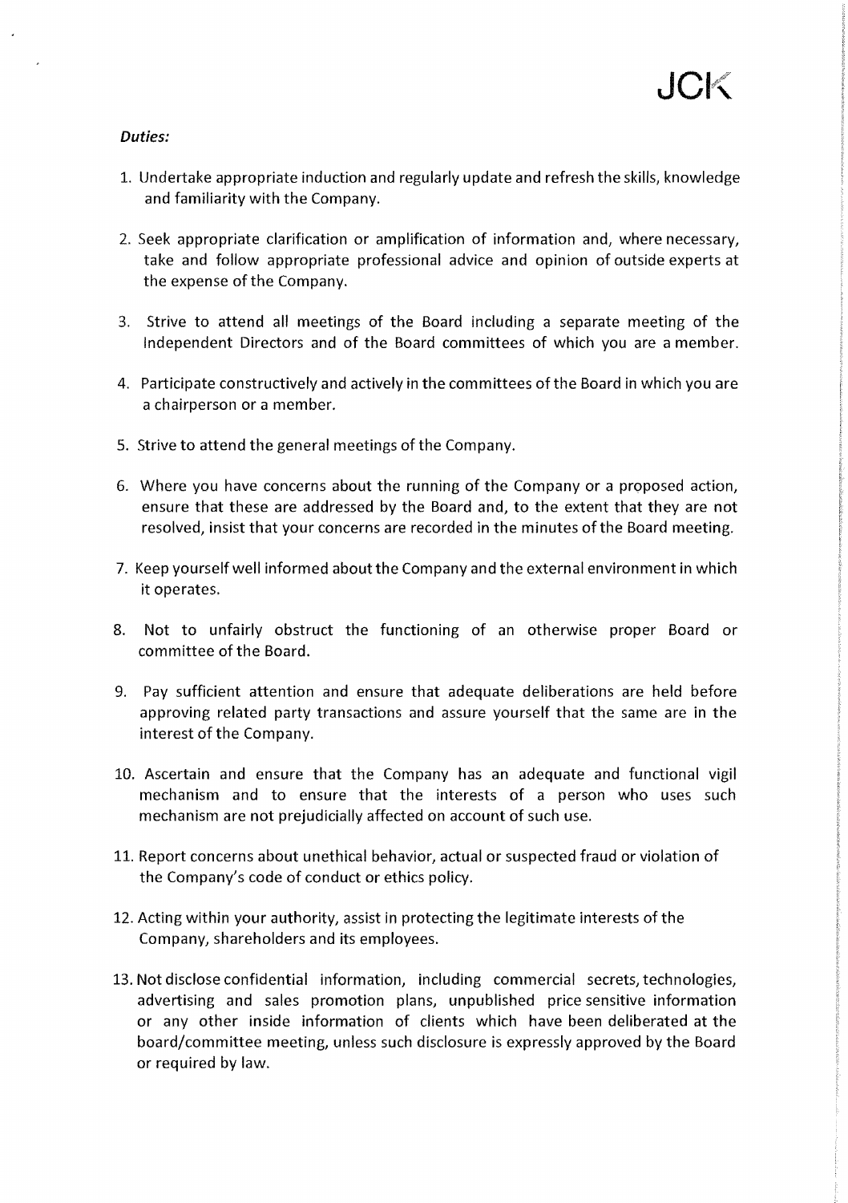***Duties:***

1. Undertake appropriate induction and regularly update and refresh the skills, knowledge and familiarity with the Company.

2. Seek appropriate clarification or amplification of information and, where necessary, take and follow appropriate professional advice and opinion of outside experts at the expense of the Company.

3. Strive to attend all meetings of the Board including a separate meeting of the Independent Directors and of the Board committees of which you are a member.

4. Participate constructively and actively in the committees of the Board in which you are a chairperson or a member.

5. Strive to attend the general meetings of the Company.

6. Where you have concerns about the running of the Company or a proposed action, ensure that these are addressed by the Board and, to the extent that they are not resolved, insist that your concerns are recorded in the minutes of the Board meeting.

7. Keep yourself well informed about the Company and the external environment in which it operates.

8. Not to unfairly obstruct the functioning of an otherwise proper Board or committee of the Board.

9. Pay sufficient attention and ensure that adequate deliberations are held before approving related party transactions and assure yourself that the same are in the interest of the Company.

10. Ascertain and ensure that the Company has an adequate and functional vigil mechanism and to ensure that the interests of a person who uses such mechanism are not prejudicially affected on account of such use.

11. Report concerns about unethical behavior, actual or suspected fraud or violation of the Company's code of conduct or ethics policy.

12. Acting within your authority, assist in protecting the legitimate interests of the Company, shareholders and its employees.

13. Not disclose confidential information, including commercial secrets, technologies, advertising and sales promotion plans, unpublished price sensitive information or any other inside information of clients which have been deliberated at the board/committee meeting, unless such disclosure is expressly approved by the Board or required by law.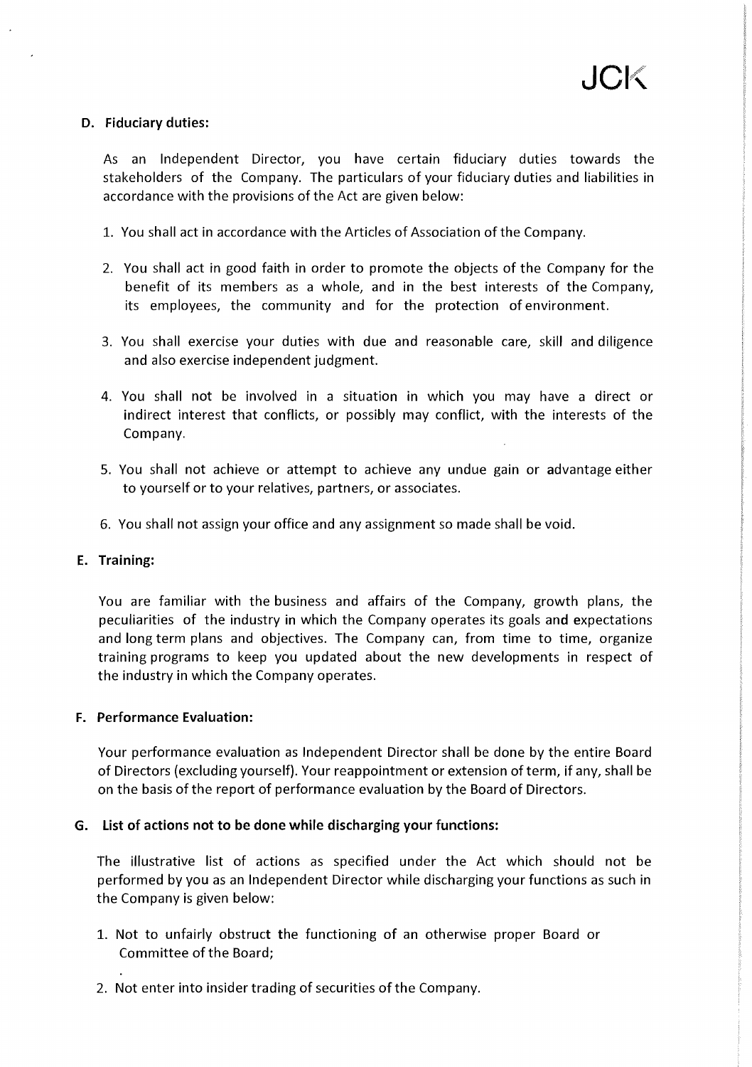### D. Fiduciary duties:

As an Independent Director, you have certain fiduciary duties towards the stakeholders of the Company. The particulars of your fiduciary duties and liabilities in accordance with the provisions of the Act are given below:

1. You shall act in accordance with the Articles of Association of the Company.
2. You shall act in good faith in order to promote the objects of the Company for the benefit of its members as a whole, and in the best interests of the Company, its employees, the community and for the protection of environment.
3. You shall exercise your duties with due and reasonable care, skill and diligence and also exercise independent judgment.
4. You shall not be involved in a situation in which you may have a direct or indirect interest that conflicts, or possibly may conflict, with the interests of the Company.
5. You shall not achieve or attempt to achieve any undue gain or advantage either to yourself or to your relatives, partners, or associates.
6. You shall not assign your office and any assignment so made shall be void.

### E. Training:

You are familiar with the business and affairs of the Company, growth plans, the peculiarities of the industry in which the Company operates its goals and expectations and long term plans and objectives. The Company can, from time to time, organize training programs to keep you updated about the new developments in respect of the industry in which the Company operates.

### F. Performance Evaluation:

Your performance evaluation as Independent Director shall be done by the entire Board of Directors (excluding yourself). Your reappointment or extension of term, if any, shall be on the basis of the report of performance evaluation by the Board of Directors.

### G. List of actions not to be done while discharging your functions:

The illustrative list of actions as specified under the Act which should not be performed by you as an Independent Director while discharging your functions as such in the Company is given below:

1. Not to unfairly obstruct the functioning of an otherwise proper Board or Committee of the Board;
2. Not enter into insider trading of securities of the Company.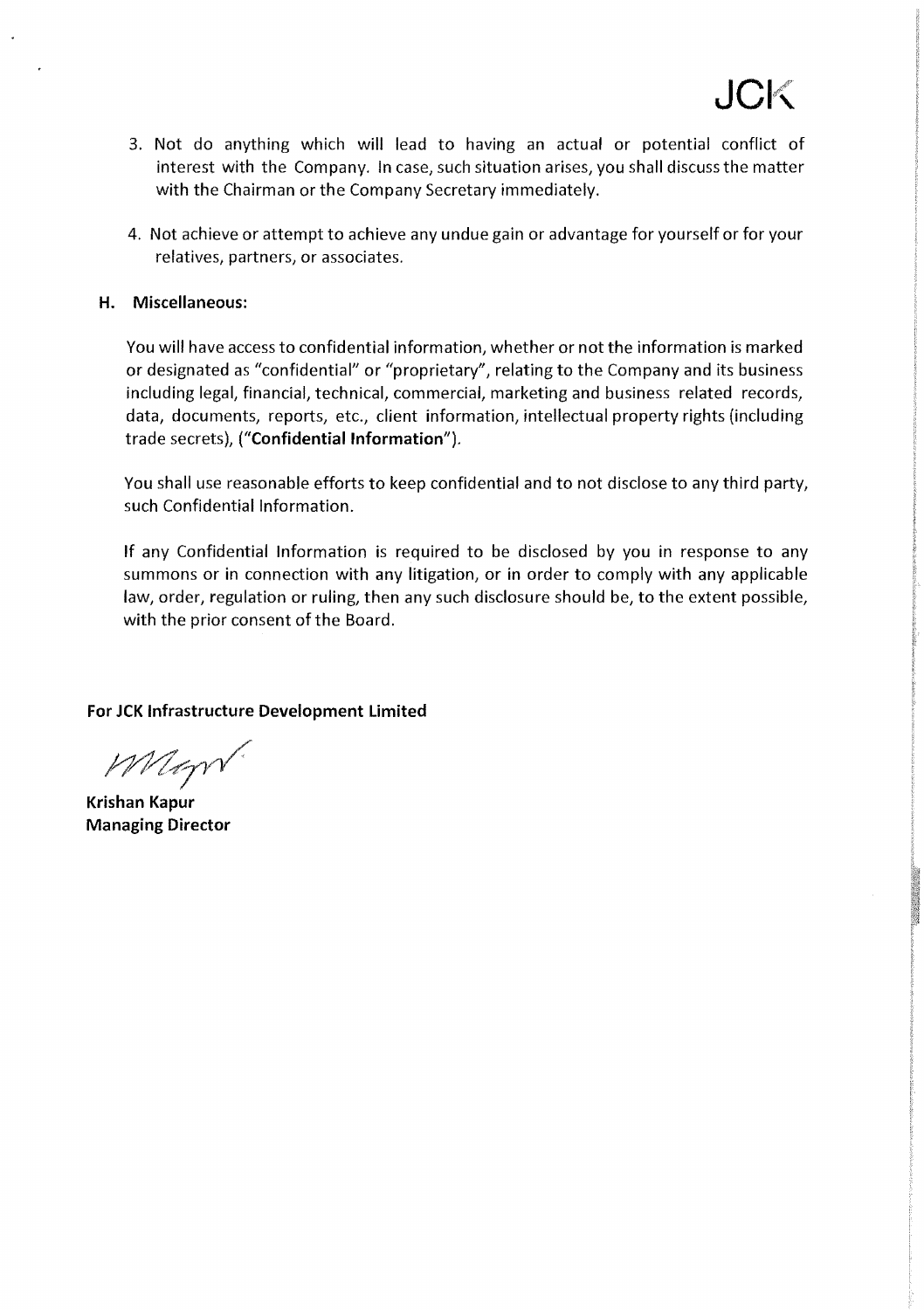3. Not do anything which will lead to having an actual or potential conflict of interest with the Company. In case, such situation arises, you shall discuss the matter with the Chairman or the Company Secretary immediately.

4. Not achieve or attempt to achieve any undue gain or advantage for yourself or for your relatives, partners, or associates.

**H. Miscellaneous:**

You will have access to confidential information, whether or not the information is marked or designated as "confidential" or "proprietary", relating to the Company and its business including legal, financial, technical, commercial, marketing and business related records, data, documents, reports, etc., client information, intellectual property rights (including trade secrets), (**"Confidential Information"**).

You shall use reasonable efforts to keep confidential and to not disclose to any third party, such Confidential Information.

If any Confidential Information is required to be disclosed by you in response to any summons or in connection with any litigation, or in order to comply with any applicable law, order, regulation or ruling, then any such disclosure should be, to the extent possible, with the prior consent of the Board.

**For JCK Infrastructure Development Limited**

**Krishan Kapur**
**Managing Director**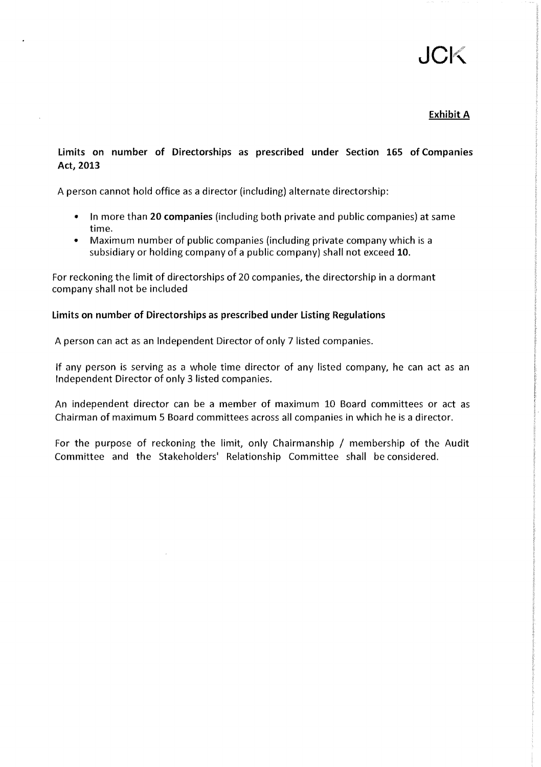JCK

**Exhibit A**

**Limits on number of Directorships as prescribed under Section 165 of Companies Act, 2013**

A person cannot hold office as a director (including) alternate directorship:

- In more than **20 companies** (including both private and public companies) at same time.
- Maximum number of public companies (including private company which is a subsidiary or holding company of a public company) shall not exceed **10.**

For reckoning the limit of directorships of 20 companies, the directorship in a dormant company shall not be included

**Limits on number of Directorships as prescribed under Listing Regulations**

A person can act as an Independent Director of only 7 listed companies.

If any person is serving as a whole time director of any listed company, he can act as an Independent Director of only 3 listed companies.

An independent director can be a member of maximum 10 Board committees or act as Chairman of maximum 5 Board committees across all companies in which he is a director.

For the purpose of reckoning the limit, only Chairmanship / membership of the Audit Committee and the Stakeholders' Relationship Committee shall be considered.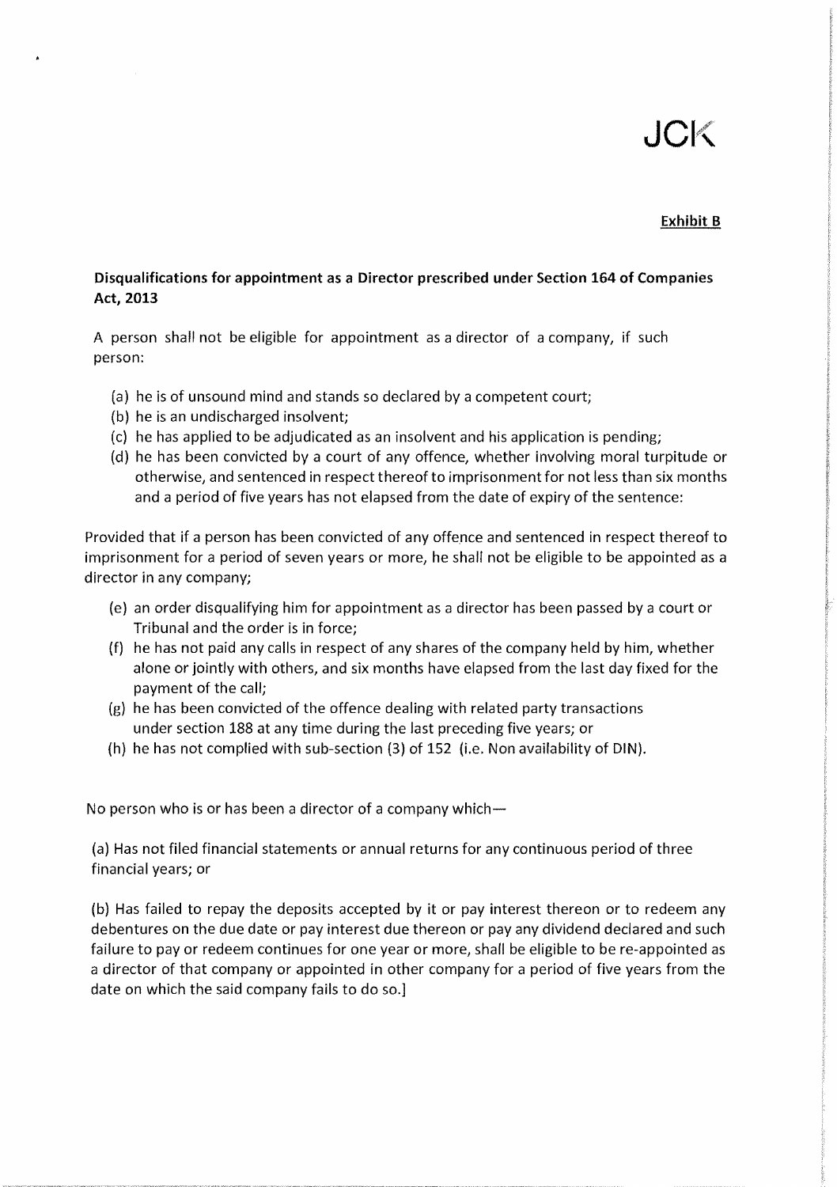JCK

**Exhibit B**

**Disqualifications for appointment as a Director prescribed under Section 164 of Companies Act, 2013**

A person shall not be eligible for appointment as a director of a company, if such person:

(a) he is of unsound mind and stands so declared by a competent court;
(b) he is an undischarged insolvent;
(c) he has applied to be adjudicated as an insolvent and his application is pending;
(d) he has been convicted by a court of any offence, whether involving moral turpitude or otherwise, and sentenced in respect thereof to imprisonment for not less than six months and a period of five years has not elapsed from the date of expiry of the sentence:

Provided that if a person has been convicted of any offence and sentenced in respect thereof to imprisonment for a period of seven years or more, he shall not be eligible to be appointed as a director in any company;

(e) an order disqualifying him for appointment as a director has been passed by a court or Tribunal and the order is in force;
(f) he has not paid any calls in respect of any shares of the company held by him, whether alone or jointly with others, and six months have elapsed from the last day fixed for the payment of the call;
(g) he has been convicted of the offence dealing with related party transactions under section 188 at any time during the last preceding five years; or
(h) he has not complied with sub-section (3) of 152 (i.e. Non availability of DIN).

No person who is or has been a director of a company which—

(a) Has not filed financial statements or annual returns for any continuous period of three financial years; or

(b) Has failed to repay the deposits accepted by it or pay interest thereon or to redeem any debentures on the due date or pay interest due thereon or pay any dividend declared and such failure to pay or redeem continues for one year or more, shall be eligible to be re-appointed as a director of that company or appointed in other company for a period of five years from the date on which the said company fails to do so.]